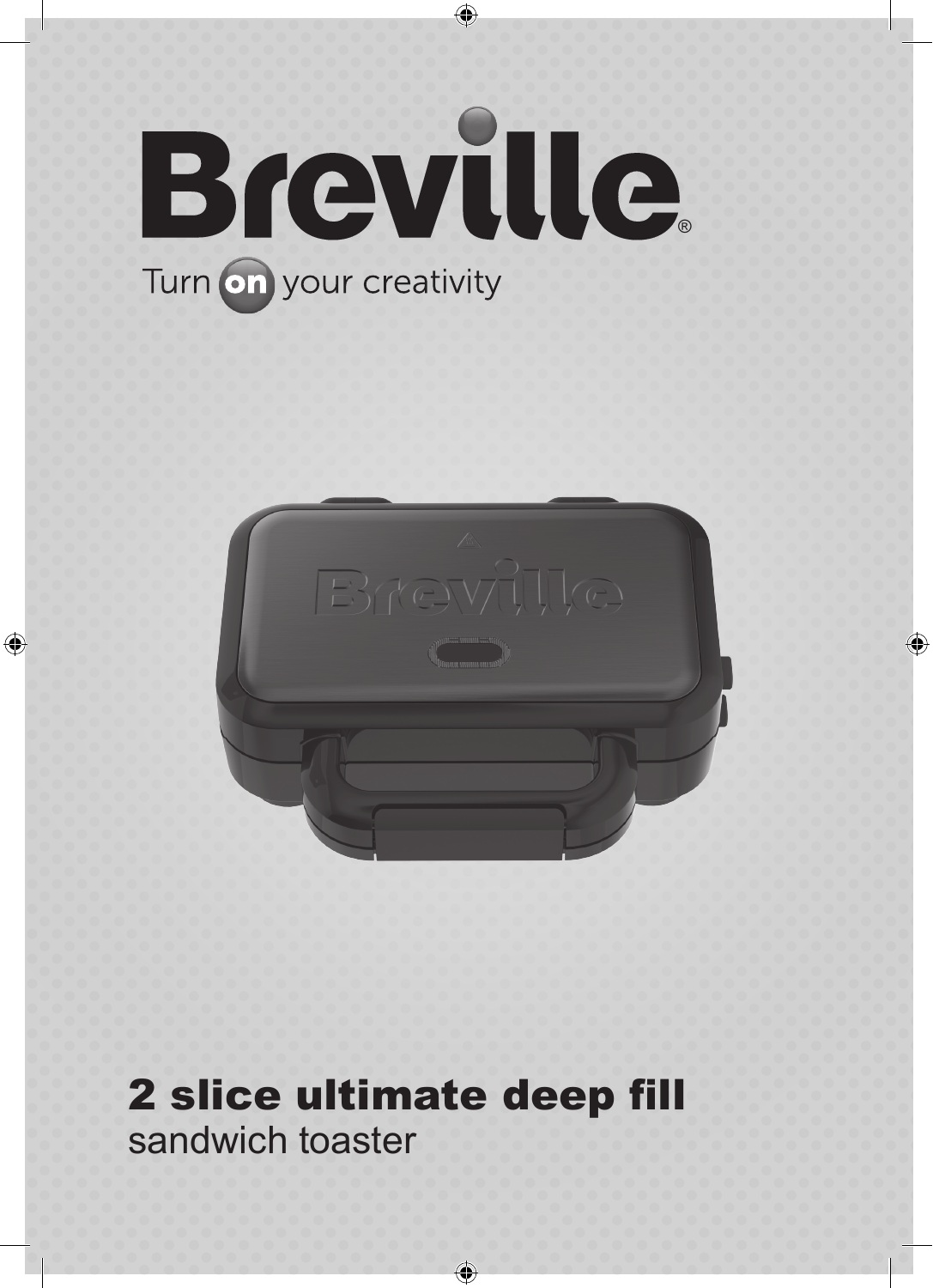# Breville®

Turn on your creativity

## 2 slice ultimate deep fill

sandwich toaster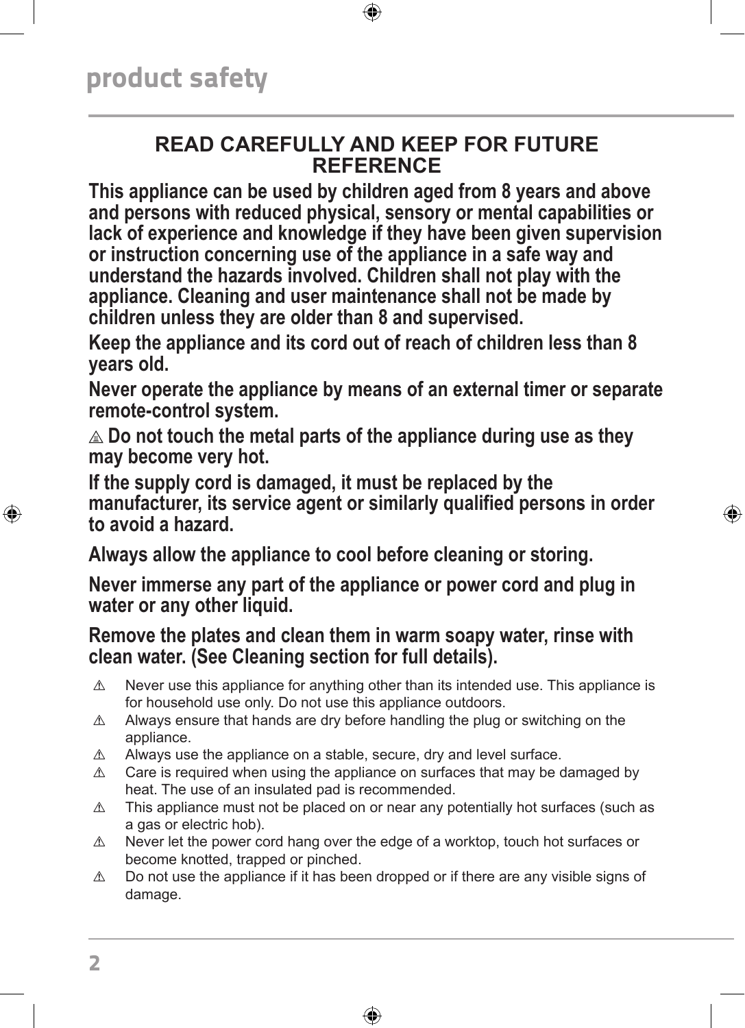# product safety

## READ CAREFULLY AND KEEP FOR FUTURE REFERENCE

**This appliance can be used by children aged from 8 years and above and persons with reduced physical, sensory or mental capabilities or lack of experience and knowledge if they have been given supervision or instruction concerning use of the appliance in a safe way and understand the hazards involved. Children shall not play with the appliance. Cleaning and user maintenance shall not be made by children unless they are older than 8 and supervised.**

**Keep the appliance and its cord out of reach of children less than 8 years old.**

**Never operate the appliance by means of an external timer or separate remote-control system.**

**⚠ Do not touch the metal parts of the appliance during use as they may become very hot.**

**If the supply cord is damaged, it must be replaced by the manufacturer, its service agent or similarly qualified persons in order to avoid a hazard.**

**Always allow the appliance to cool before cleaning or storing.**

**Never immerse any part of the appliance or power cord and plug in water or any other liquid.**

**Remove the plates and clean them in warm soapy water, rinse with clean water. (See Cleaning section for full details).**

- ⚠ Never use this appliance for anything other than its intended use. This appliance is for household use only. Do not use this appliance outdoors.
- ⚠ Always ensure that hands are dry before handling the plug or switching on the appliance.
- ⚠ Always use the appliance on a stable, secure, dry and level surface.
- ⚠ Care is required when using the appliance on surfaces that may be damaged by heat. The use of an insulated pad is recommended.
- ⚠ This appliance must not be placed on or near any potentially hot surfaces (such as a gas or electric hob).
- ⚠ Never let the power cord hang over the edge of a worktop, touch hot surfaces or become knotted, trapped or pinched.
- ⚠ Do not use the appliance if it has been dropped or if there are any visible signs of damage.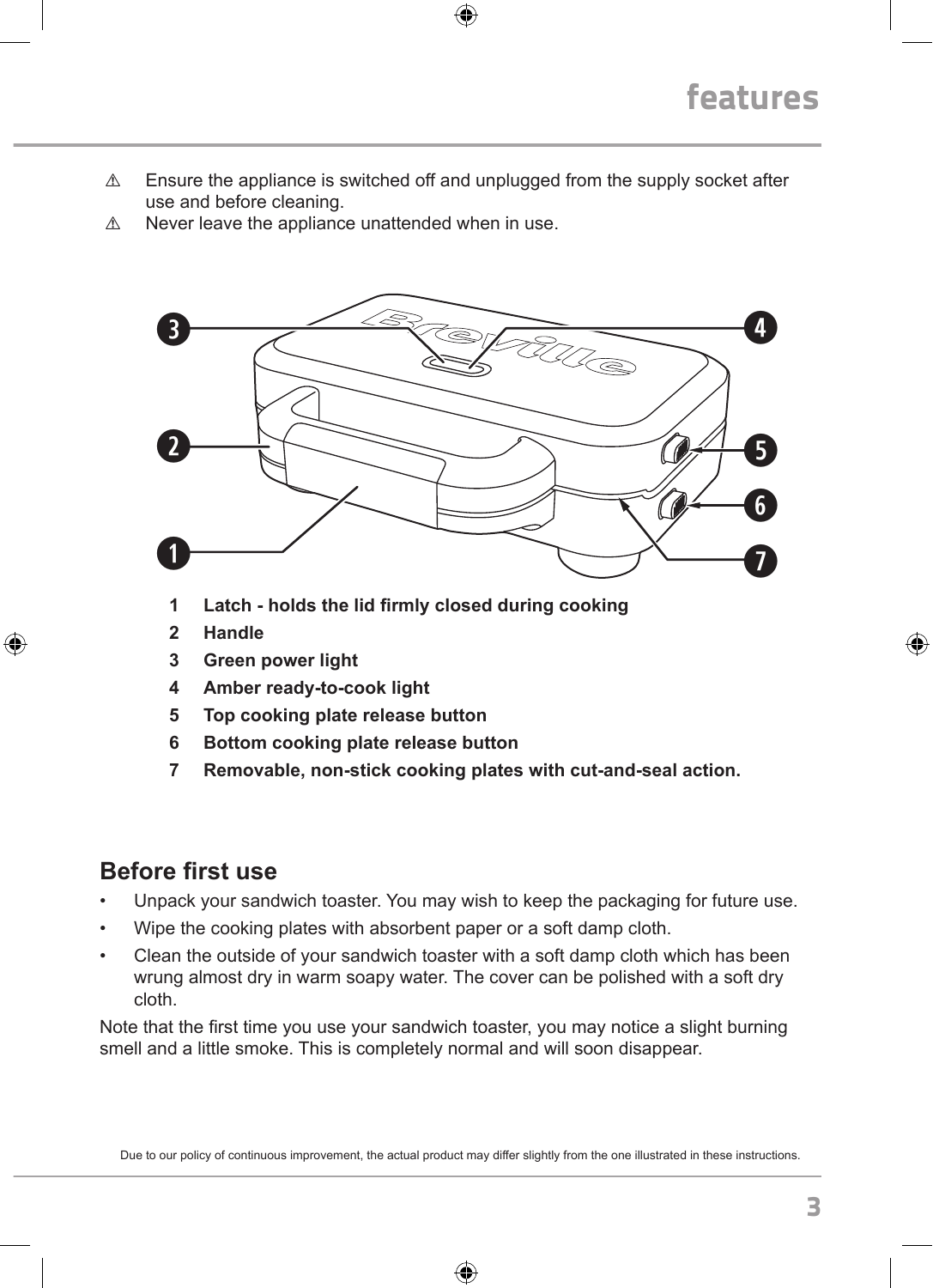# features

⚠ Ensure the appliance is switched off and unplugged from the supply socket after use and before cleaning.

⚠ Never leave the appliance unattended when in use.

1. **Latch - holds the lid firmly closed during cooking**
2. **Handle**
3. **Green power light**
4. **Amber ready-to-cook light**
5. **Top cooking plate release button**
6. **Bottom cooking plate release button**
7. **Removable, non-stick cooking plates with cut-and-seal action.**

## Before first use

- Unpack your sandwich toaster. You may wish to keep the packaging for future use.
- Wipe the cooking plates with absorbent paper or a soft damp cloth.
- Clean the outside of your sandwich toaster with a soft damp cloth which has been wrung almost dry in warm soapy water. The cover can be polished with a soft dry cloth.

Note that the first time you use your sandwich toaster, you may notice a slight burning smell and a little smoke. This is completely normal and will soon disappear.

Due to our policy of continuous improvement, the actual product may differ slightly from the one illustrated in these instructions.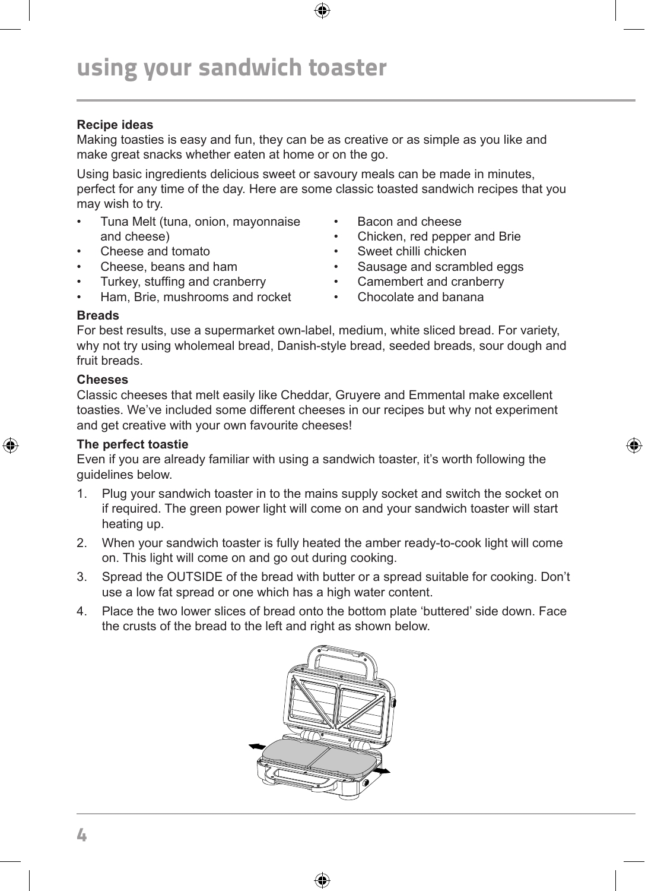# using your sandwich toaster

**Recipe ideas**

Making toasties is easy and fun, they can be as creative or as simple as you like and make great snacks whether eaten at home or on the go.

Using basic ingredients delicious sweet or savoury meals can be made in minutes, perfect for any time of the day. Here are some classic toasted sandwich recipes that you may wish to try.

- Tuna Melt (tuna, onion, mayonnaise and cheese)
- Cheese and tomato
- Cheese, beans and ham
- Turkey, stuffing and cranberry
- Ham, Brie, mushrooms and rocket
- Bacon and cheese
- Chicken, red pepper and Brie
- Sweet chilli chicken
- Sausage and scrambled eggs
- Camembert and cranberry
- Chocolate and banana

**Breads**

For best results, use a supermarket own-label, medium, white sliced bread. For variety, why not try using wholemeal bread, Danish-style bread, seeded breads, sour dough and fruit breads.

**Cheeses**

Classic cheeses that melt easily like Cheddar, Gruyere and Emmental make excellent toasties. We’ve included some different cheeses in our recipes but why not experiment and get creative with your own favourite cheeses!

**The perfect toastie**

Even if you are already familiar with using a sandwich toaster, it’s worth following the guidelines below.

1. Plug your sandwich toaster in to the mains supply socket and switch the socket on if required. The green power light will come on and your sandwich toaster will start heating up.
2. When your sandwich toaster is fully heated the amber ready-to-cook light will come on. This light will come on and go out during cooking.
3. Spread the OUTSIDE of the bread with butter or a spread suitable for cooking. Don’t use a low fat spread or one which has a high water content.
4. Place the two lower slices of bread onto the bottom plate ‘buttered’ side down. Face the crusts of the bread to the left and right as shown below.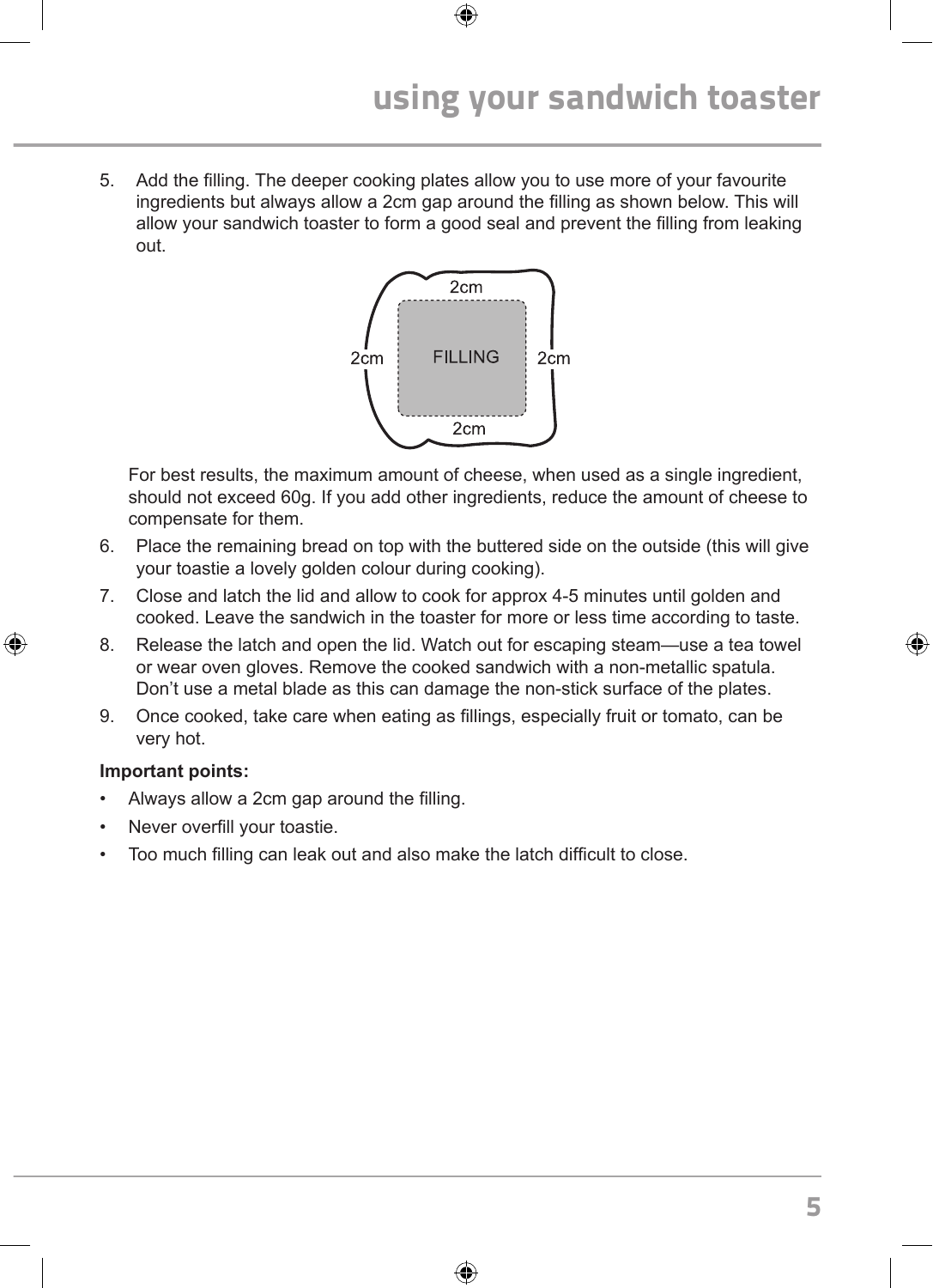## using your sandwich toaster

5. Add the filling. The deeper cooking plates allow you to use more of your favourite ingredients but always allow a 2cm gap around the filling as shown below. This will allow your sandwich toaster to form a good seal and prevent the filling from leaking out.

   2cm

   2cm FILLING 2cm

   2cm

   For best results, the maximum amount of cheese, when used as a single ingredient, should not exceed 60g. If you add other ingredients, reduce the amount of cheese to compensate for them.

6. Place the remaining bread on top with the buttered side on the outside (this will give your toastie a lovely golden colour during cooking).
7. Close and latch the lid and allow to cook for approx 4-5 minutes until golden and cooked. Leave the sandwich in the toaster for more or less time according to taste.
8. Release the latch and open the lid. Watch out for escaping steam—use a tea towel or wear oven gloves. Remove the cooked sandwich with a non-metallic spatula. Don't use a metal blade as this can damage the non-stick surface of the plates.
9. Once cooked, take care when eating as fillings, especially fruit or tomato, can be very hot.

**Important points:**

- Always allow a 2cm gap around the filling.
- Never overfill your toastie.
- Too much filling can leak out and also make the latch difficult to close.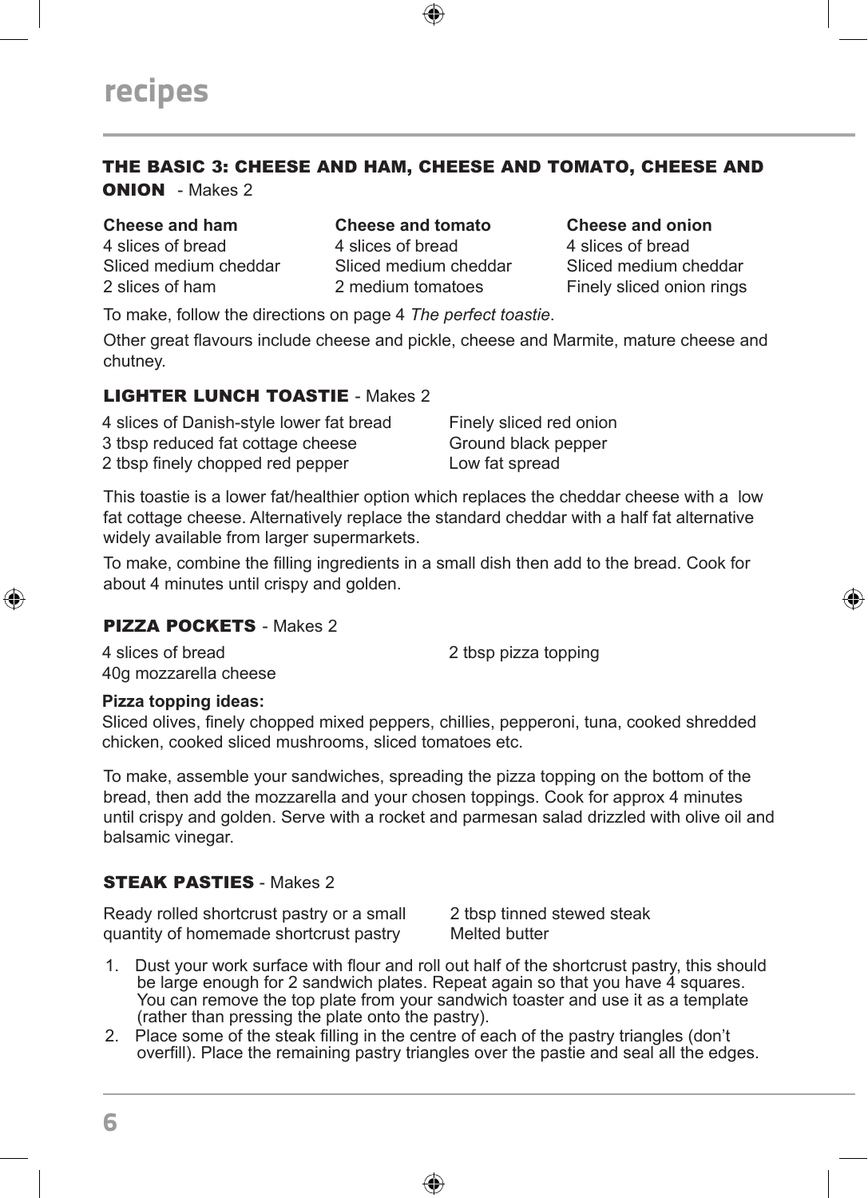# recipes

## THE BASIC 3: CHEESE AND HAM, CHEESE AND TOMATO, CHEESE AND ONION - Makes 2

**Cheese and ham**
4 slices of bread
Sliced medium cheddar
2 slices of ham

**Cheese and tomato**
4 slices of bread
Sliced medium cheddar
2 medium tomatoes

**Cheese and onion**
4 slices of bread
Sliced medium cheddar
Finely sliced onion rings

To make, follow the directions on page 4 *The perfect toastie*.

Other great flavours include cheese and pickle, cheese and Marmite, mature cheese and chutney.

## LIGHTER LUNCH TOASTIE - Makes 2

4 slices of Danish-style lower fat bread
3 tbsp reduced fat cottage cheese
2 tbsp finely chopped red pepper
Finely sliced red onion
Ground black pepper
Low fat spread

This toastie is a lower fat/healthier option which replaces the cheddar cheese with a low fat cottage cheese. Alternatively replace the standard cheddar with a half fat alternative widely available from larger supermarkets.

To make, combine the filling ingredients in a small dish then add to the bread. Cook for about 4 minutes until crispy and golden.

## PIZZA POCKETS - Makes 2

4 slices of bread
40g mozzarella cheese
2 tbsp pizza topping

**Pizza topping ideas:**
Sliced olives, finely chopped mixed peppers, chillies, pepperoni, tuna, cooked shredded chicken, cooked sliced mushrooms, sliced tomatoes etc.

To make, assemble your sandwiches, spreading the pizza topping on the bottom of the bread, then add the mozzarella and your chosen toppings. Cook for approx 4 minutes until crispy and golden. Serve with a rocket and parmesan salad drizzled with olive oil and balsamic vinegar.

## STEAK PASTIES - Makes 2

Ready rolled shortcrust pastry or a small quantity of homemade shortcrust pastry
2 tbsp tinned stewed steak
Melted butter

1. Dust your work surface with flour and roll out half of the shortcrust pastry, this should be large enough for 2 sandwich plates. Repeat again so that you have 4 squares. You can remove the top plate from your sandwich toaster and use it as a template (rather than pressing the plate onto the pastry).
2. Place some of the steak filling in the centre of each of the pastry triangles (don't overfill). Place the remaining pastry triangles over the pastie and seal all the edges.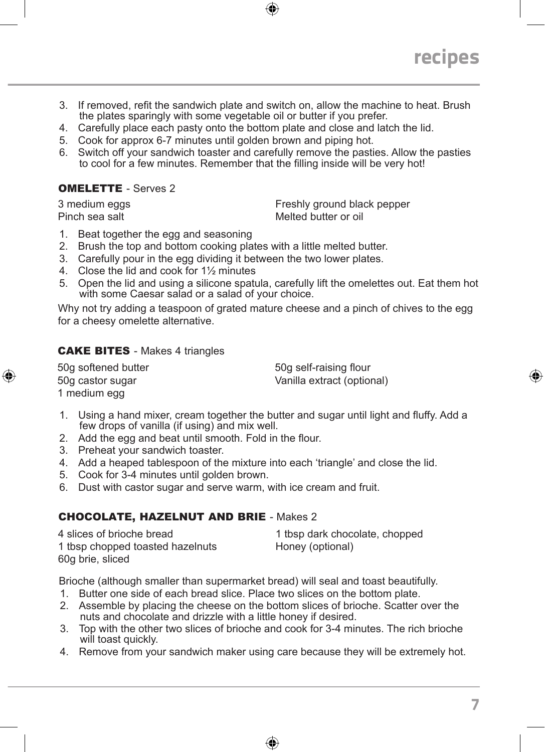3. If removed, refit the sandwich plate and switch on, allow the machine to heat. Brush the plates sparingly with some vegetable oil or butter if you prefer.
4. Carefully place each pasty onto the bottom plate and close and latch the lid.
5. Cook for approx 6-7 minutes until golden brown and piping hot.
6. Switch off your sandwich toaster and carefully remove the pasties. Allow the pasties to cool for a few minutes. Remember that the filling inside will be very hot!

### OMELETTE - Serves 2

3 medium eggs
Pinch sea salt
Freshly ground black pepper
Melted butter or oil

1. Beat together the egg and seasoning
2. Brush the top and bottom cooking plates with a little melted butter.
3. Carefully pour in the egg dividing it between the two lower plates.
4. Close the lid and cook for 1½ minutes
5. Open the lid and using a silicone spatula, carefully lift the omelettes out. Eat them hot with some Caesar salad or a salad of your choice.

Why not try adding a teaspoon of grated mature cheese and a pinch of chives to the egg for a cheesy omelette alternative.

### CAKE BITES - Makes 4 triangles

50g softened butter
50g castor sugar
1 medium egg
50g self-raising flour
Vanilla extract (optional)

1. Using a hand mixer, cream together the butter and sugar until light and fluffy. Add a few drops of vanilla (if using) and mix well.
2. Add the egg and beat until smooth. Fold in the flour.
3. Preheat your sandwich toaster.
4. Add a heaped tablespoon of the mixture into each 'triangle' and close the lid.
5. Cook for 3-4 minutes until golden brown.
6. Dust with castor sugar and serve warm, with ice cream and fruit.

### CHOCOLATE, HAZELNUT AND BRIE - Makes 2

4 slices of brioche bread
1 tbsp chopped toasted hazelnuts
60g brie, sliced
1 tbsp dark chocolate, chopped
Honey (optional)

Brioche (although smaller than supermarket bread) will seal and toast beautifully.

1. Butter one side of each bread slice. Place two slices on the bottom plate.
2. Assemble by placing the cheese on the bottom slices of brioche. Scatter over the nuts and chocolate and drizzle with a little honey if desired.
3. Top with the other two slices of brioche and cook for 3-4 minutes. The rich brioche will toast quickly.
4. Remove from your sandwich maker using care because they will be extremely hot.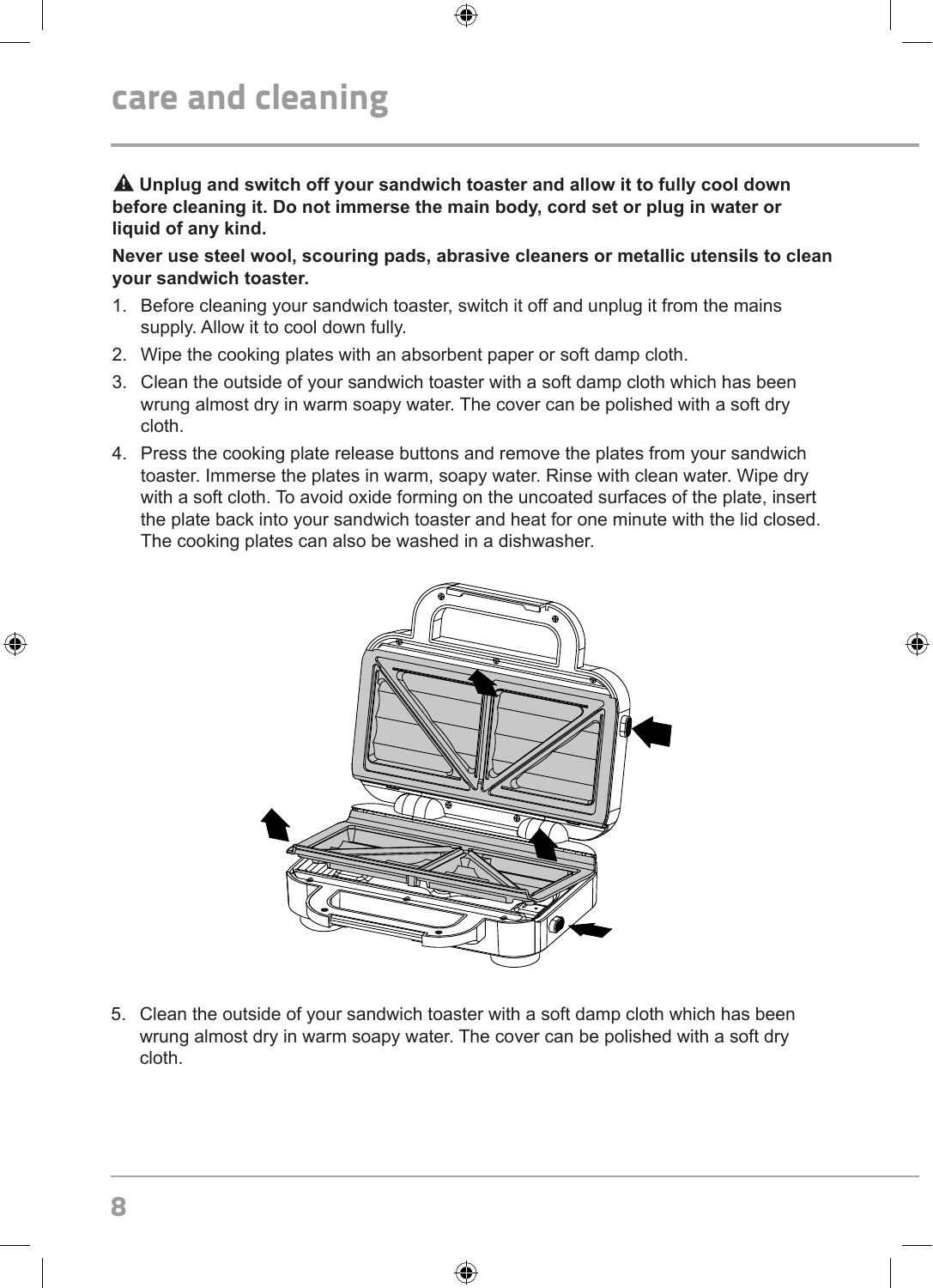# care and cleaning

⚠ **Unplug and switch off your sandwich toaster and allow it to fully cool down before cleaning it. Do not immerse the main body, cord set or plug in water or liquid of any kind.**

**Never use steel wool, scouring pads, abrasive cleaners or metallic utensils to clean your sandwich toaster.**

1. Before cleaning your sandwich toaster, switch it off and unplug it from the mains supply. Allow it to cool down fully.
2. Wipe the cooking plates with an absorbent paper or soft damp cloth.
3. Clean the outside of your sandwich toaster with a soft damp cloth which has been wrung almost dry in warm soapy water. The cover can be polished with a soft dry cloth.
4. Press the cooking plate release buttons and remove the plates from your sandwich toaster. Immerse the plates in warm, soapy water. Rinse with clean water. Wipe dry with a soft cloth. To avoid oxide forming on the uncoated surfaces of the plate, insert the plate back into your sandwich toaster and heat for one minute with the lid closed. The cooking plates can also be washed in a dishwasher.
5. Clean the outside of your sandwich toaster with a soft damp cloth which has been wrung almost dry in warm soapy water. The cover can be polished with a soft dry cloth.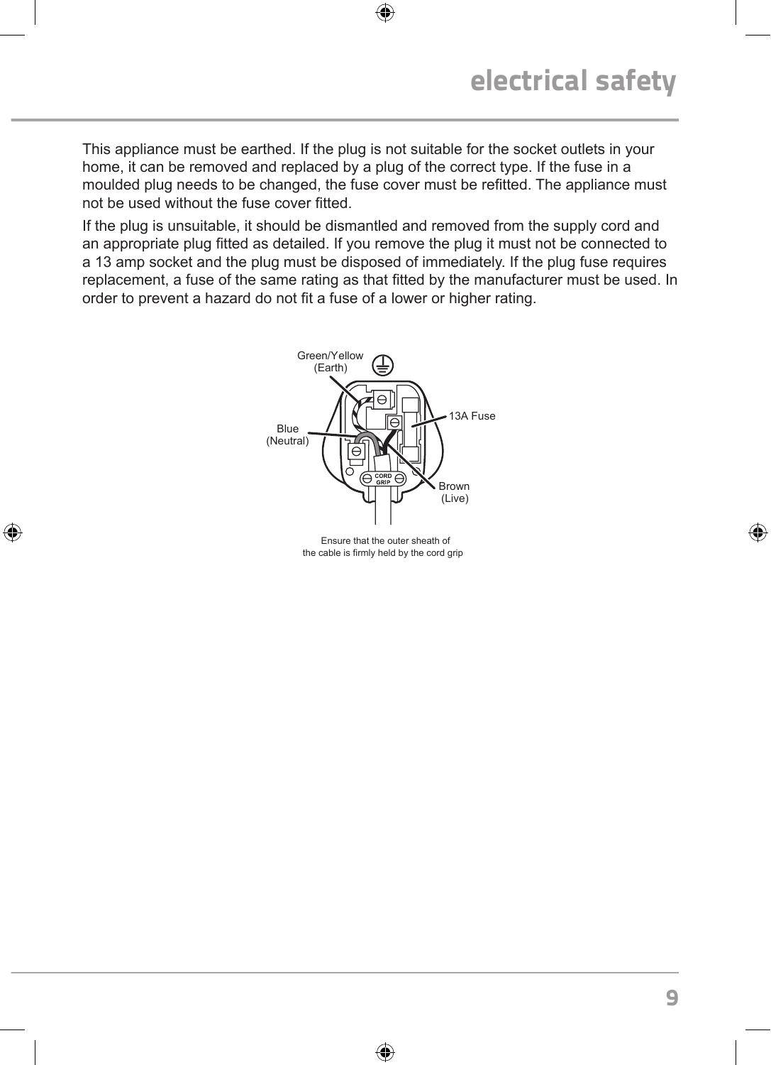# electrical safety

This appliance must be earthed. If the plug is not suitable for the socket outlets in your home, it can be removed and replaced by a plug of the correct type. If the fuse in a moulded plug needs to be changed, the fuse cover must be refitted. The appliance must not be used without the fuse cover fitted.

If the plug is unsuitable, it should be dismantled and removed from the supply cord and an appropriate plug fitted as detailed. If you remove the plug it must not be connected to a 13 amp socket and the plug must be disposed of immediately. If the plug fuse requires replacement, a fuse of the same rating as that fitted by the manufacturer must be used. In order to prevent a hazard do not fit a fuse of a lower or higher rating.

Green/Yellow (Earth)

Blue (Neutral)

13A Fuse

Brown (Live)

CORD GRIP

Ensure that the outer sheath of the cable is firmly held by the cord grip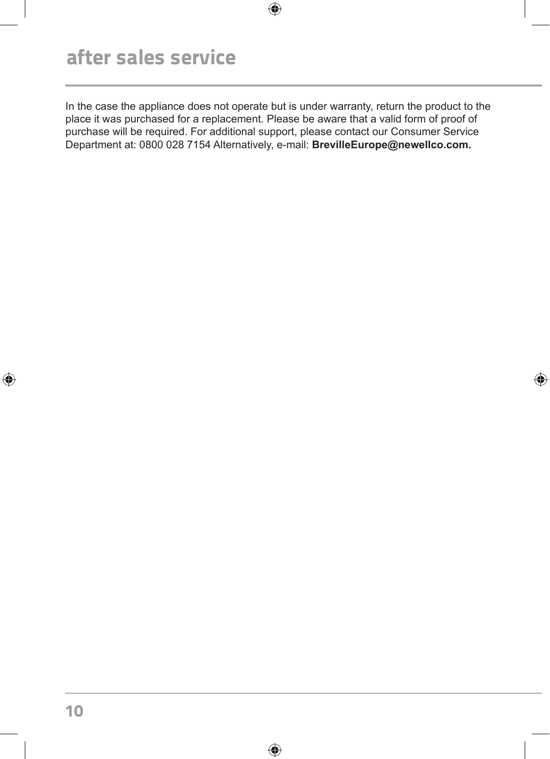# after sales service

In the case the appliance does not operate but is under warranty, return the product to the place it was purchased for a replacement. Please be aware that a valid form of proof of purchase will be required. For additional support, please contact our Consumer Service Department at: 0800 028 7154 Alternatively, e-mail: **BrevilleEurope@newellco.com.**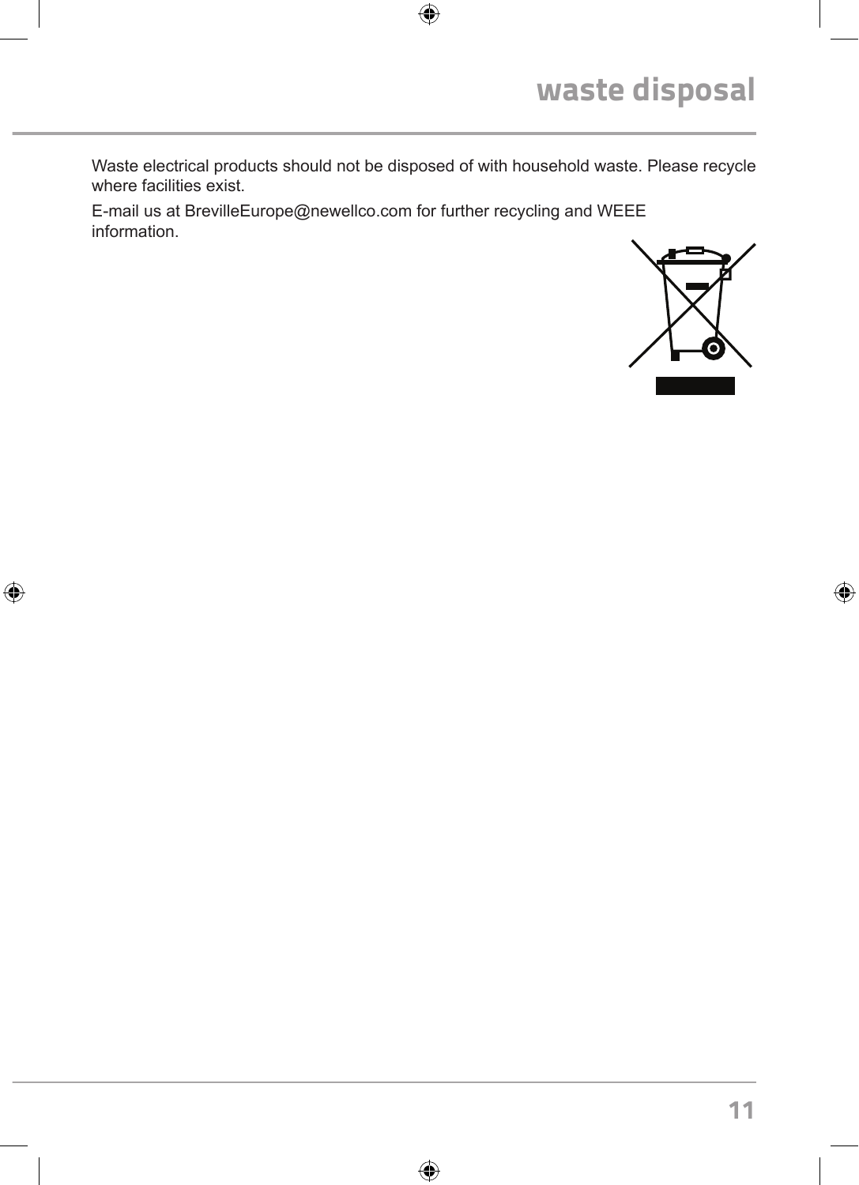# waste disposal

Waste electrical products should not be disposed of with household waste. Please recycle where facilities exist.

E-mail us at BrevilleEurope@newellco.com for further recycling and WEEE information.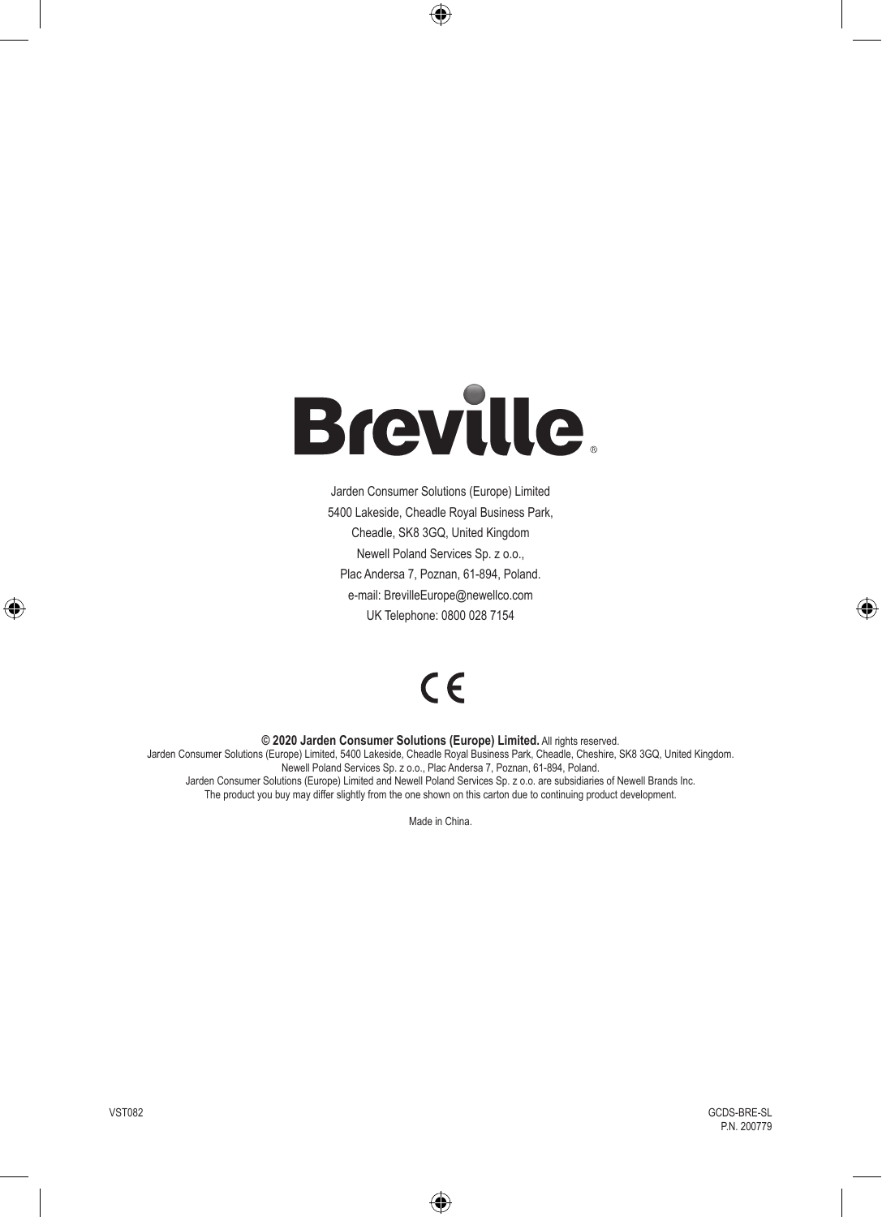Breville®

Jarden Consumer Solutions (Europe) Limited
5400 Lakeside, Cheadle Royal Business Park,
Cheadle, SK8 3GQ, United Kingdom
Newell Poland Services Sp. z o.o.,
Plac Andersa 7, Poznan, 61-894, Poland.
e-mail: BrevilleEurope@newellco.com
UK Telephone: 0800 028 7154

CE

**© 2020 Jarden Consumer Solutions (Europe) Limited.** All rights reserved.
Jarden Consumer Solutions (Europe) Limited, 5400 Lakeside, Cheadle Royal Business Park, Cheadle, Cheshire, SK8 3GQ, United Kingdom.
Newell Poland Services Sp. z o.o., Plac Andersa 7, Poznan, 61-894, Poland.
Jarden Consumer Solutions (Europe) Limited and Newell Poland Services Sp. z o.o. are subsidiaries of Newell Brands Inc.
The product you buy may differ slightly from the one shown on this carton due to continuing product development.

Made in China.

VST082

GCDS-BRE-SL
P.N. 200779